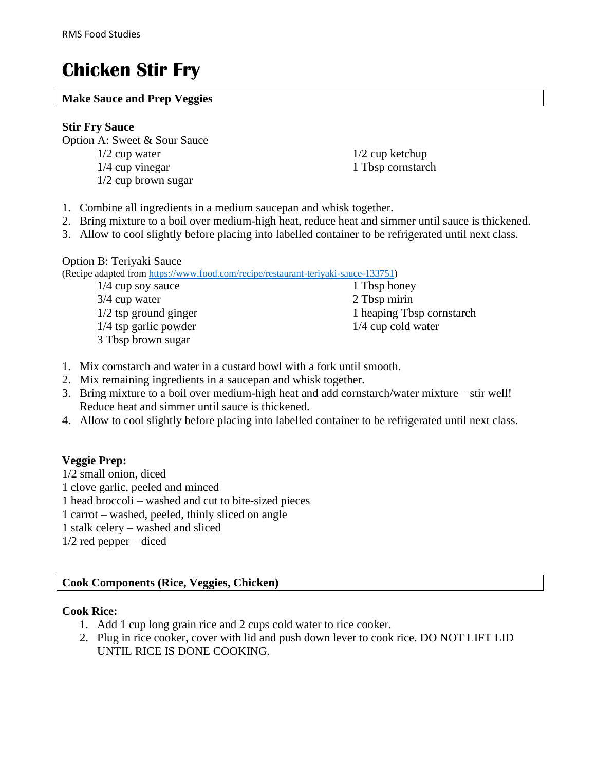# Chicken Stir Fry

## Make Sauce and Prep Veggies

### Stir Fry Sauce

Option A: Sweet & Sour Sauce

- 1/2 cup water
- 1/4 cup vinegar
- 1/2 cup brown sugar
- 1/2 cup ketchup
- 1 Tbsp cornstarch

1. Combine all ingredients in a medium saucepan and whisk together.
2. Bring mixture to a boil over medium-high heat, reduce heat and simmer until sauce is thickened.
3. Allow to cool slightly before placing into labelled container to be refrigerated until next class.

Option B: Teriyaki Sauce

(Recipe adapted from https://www.food.com/recipe/restaurant-teriyaki-sauce-133751)

- 1/4 cup soy sauce
- 3/4 cup water
- 1/2 tsp ground ginger
- 1/4 tsp garlic powder
- 3 Tbsp brown sugar
- 1 Tbsp honey
- 2 Tbsp mirin
- 1 heaping Tbsp cornstarch
- 1/4 cup cold water

1. Mix cornstarch and water in a custard bowl with a fork until smooth.
2. Mix remaining ingredients in a saucepan and whisk together.
3. Bring mixture to a boil over medium-high heat and add cornstarch/water mixture – stir well! Reduce heat and simmer until sauce is thickened.
4. Allow to cool slightly before placing into labelled container to be refrigerated until next class.

### Veggie Prep:

1/2 small onion, diced
1 clove garlic, peeled and minced
1 head broccoli – washed and cut to bite-sized pieces
1 carrot – washed, peeled, thinly sliced on angle
1 stalk celery – washed and sliced
1/2 red pepper – diced

## Cook Components (Rice, Veggies, Chicken)

### Cook Rice:

1. Add 1 cup long grain rice and 2 cups cold water to rice cooker.
2. Plug in rice cooker, cover with lid and push down lever to cook rice. DO NOT LIFT LID UNTIL RICE IS DONE COOKING.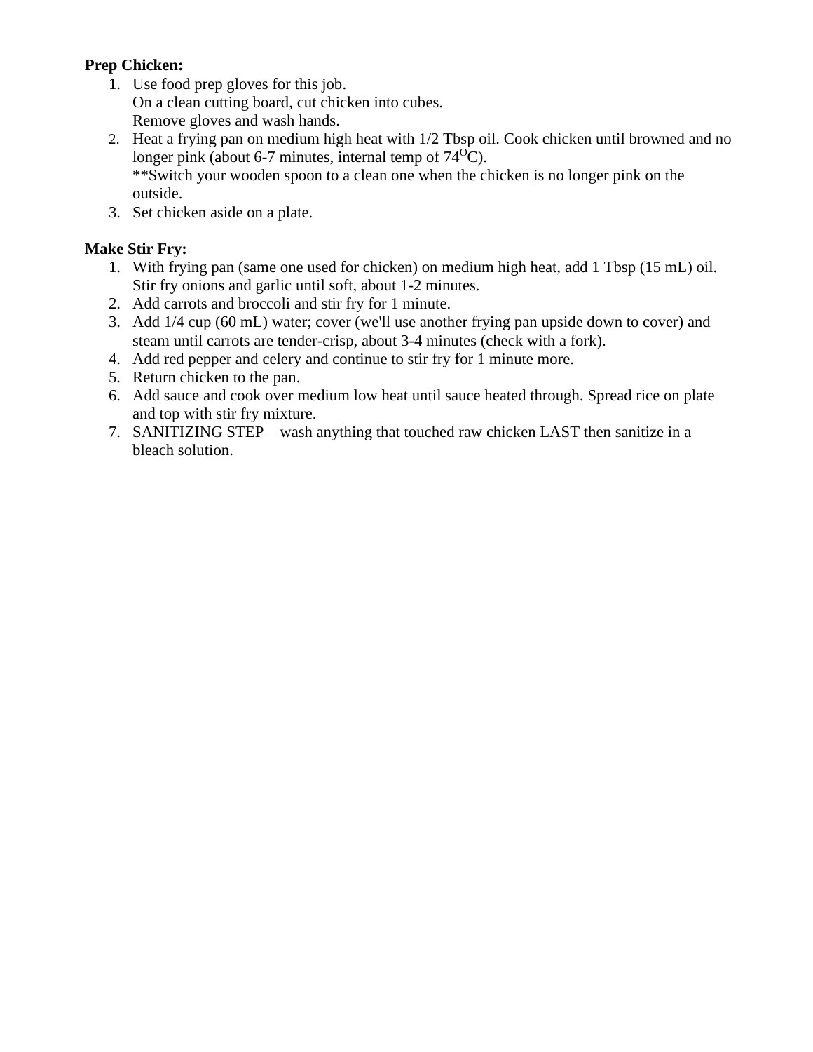**Prep Chicken:**

1. Use food prep gloves for this job.
   On a clean cutting board, cut chicken into cubes.
   Remove gloves and wash hands.
2. Heat a frying pan on medium high heat with 1/2 Tbsp oil. Cook chicken until browned and no longer pink (about 6-7 minutes, internal temp of $74^{O}C$).
   **Switch your wooden spoon to a clean one when the chicken is no longer pink on the outside.
3. Set chicken aside on a plate.

**Make Stir Fry:**

1. With frying pan (same one used for chicken) on medium high heat, add 1 Tbsp (15 mL) oil. Stir fry onions and garlic until soft, about 1-2 minutes.
2. Add carrots and broccoli and stir fry for 1 minute.
3. Add 1/4 cup (60 mL) water; cover (we'll use another frying pan upside down to cover) and steam until carrots are tender-crisp, about 3-4 minutes (check with a fork).
4. Add red pepper and celery and continue to stir fry for 1 minute more.
5. Return chicken to the pan.
6. Add sauce and cook over medium low heat until sauce heated through. Spread rice on plate and top with stir fry mixture.
7. SANITIZING STEP – wash anything that touched raw chicken LAST then sanitize in a bleach solution.